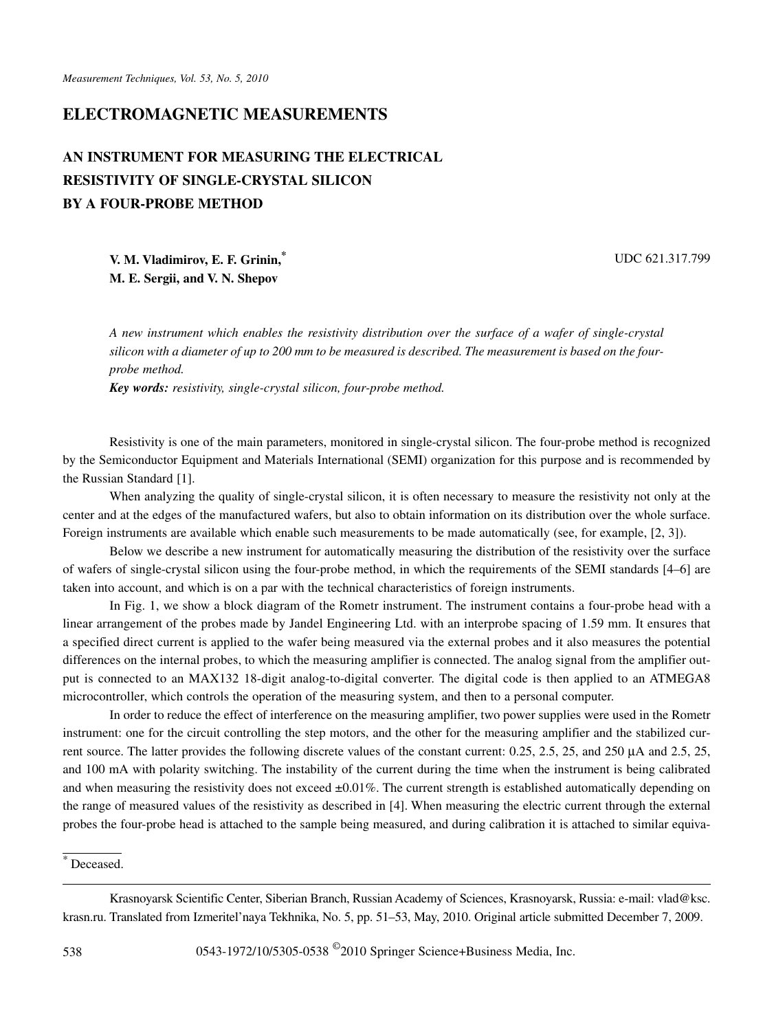## ELECTROMAGNETIC MEASUREMENTS

# AN INSTRUMENT FOR MEASURING THE ELECTRICAL RESISTIVITY OF SINGLE-CRYSTAL SILICON BY A FOUR-PROBE METHOD

**V. M. Vladimirov, E. F. Grinin,\* M. E. Sergii, and V. N. Shepov**

UDC 621.317.799

*A new instrument which enables the resistivity distribution over the surface of a wafer of single-crystal silicon with a diameter of up to 200 mm to be measured is described. The measurement is based on the four-probe method.*

***Key words:*** *resistivity, single-crystal silicon, four-probe method.*

Resistivity is one of the main parameters, monitored in single-crystal silicon. The four-probe method is recognized by the Semiconductor Equipment and Materials International (SEMI) organization for this purpose and is recommended by the Russian Standard [1].

When analyzing the quality of single-crystal silicon, it is often necessary to measure the resistivity not only at the center and at the edges of the manufactured wafers, but also to obtain information on its distribution over the whole surface. Foreign instruments are available which enable such measurements to be made automatically (see, for example, [2, 3]).

Below we describe a new instrument for automatically measuring the distribution of the resistivity over the surface of wafers of single-crystal silicon using the four-probe method, in which the requirements of the SEMI standards [4–6] are taken into account, and which is on a par with the technical characteristics of foreign instruments.

In Fig. 1, we show a block diagram of the Rometr instrument. The instrument contains a four-probe head with a linear arrangement of the probes made by Jandel Engineering Ltd. with an interprobe spacing of 1.59 mm. It ensures that a specified direct current is applied to the wafer being measured via the external probes and it also measures the potential differences on the internal probes, to which the measuring amplifier is connected. The analog signal from the amplifier output is connected to an MAX132 18-digit analog-to-digital converter. The digital code is then applied to an ATMEGA8 microcontroller, which controls the operation of the measuring system, and then to a personal computer.

In order to reduce the effect of interference on the measuring amplifier, two power supplies were used in the Rometr instrument: one for the circuit controlling the step motors, and the other for the measuring amplifier and the stabilized current source. The latter provides the following discrete values of the constant current: 0.25, 2.5, 25, and 250 μA and 2.5, 25, and 100 mA with polarity switching. The instability of the current during the time when the instrument is being calibrated and when measuring the resistivity does not exceed ±0.01%. The current strength is established automatically depending on the range of measured values of the resistivity as described in [4]. When measuring the electric current through the external probes the four-probe head is attached to the sample being measured, and during calibration it is attached to similar equiva-

\* Deceased.

Krasnoyarsk Scientific Center, Siberian Branch, Russian Academy of Sciences, Krasnoyarsk, Russia: e-mail: vlad@ksc.krasn.ru. Translated from Izmeritel'naya Tekhnika, No. 5, pp. 51–53, May, 2010. Original article submitted December 7, 2009.

0543-1972/10/5305-0538 ©2010 Springer Science+Business Media, Inc.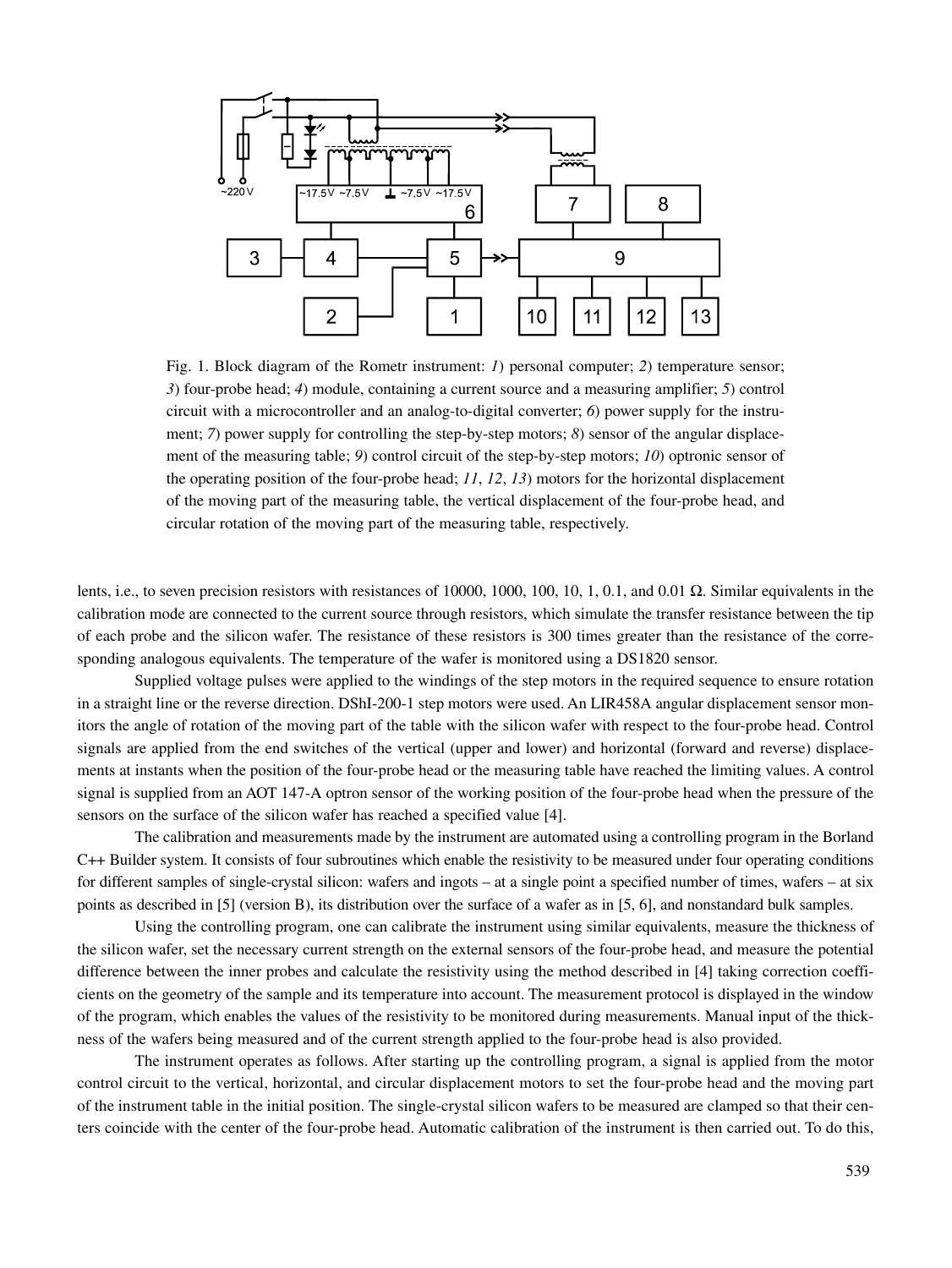~220 V

~17.5 V ~7.5 V ~7.5 V ~17.5 V

6

7

8

3

4

5

9

2

1

10

11

12

13

Fig. 1. Block diagram of the Rometr instrument: *1*) personal computer; *2*) temperature sensor; *3*) four-probe head; *4*) module, containing a current source and a measuring amplifier; *5*) control circuit with a microcontroller and an analog-to-digital converter; *6*) power supply for the instrument; *7*) power supply for controlling the step-by-step motors; *8*) sensor of the angular displacement of the measuring table; *9*) control circuit of the step-by-step motors; *10*) optronic sensor of the operating position of the four-probe head; *11*, *12*, *13*) motors for the horizontal displacement of the moving part of the measuring table, the vertical displacement of the four-probe head, and circular rotation of the moving part of the measuring table, respectively.

lents, i.e., to seven precision resistors with resistances of 10000, 1000, 100, 10, 1, 0.1, and 0.01 Ω. Similar equivalents in the calibration mode are connected to the current source through resistors, which simulate the transfer resistance between the tip of each probe and the silicon wafer. The resistance of these resistors is 300 times greater than the resistance of the corresponding analogous equivalents. The temperature of the wafer is monitored using a DS1820 sensor.

Supplied voltage pulses were applied to the windings of the step motors in the required sequence to ensure rotation in a straight line or the reverse direction. DShI-200-1 step motors were used. An LIR458A angular displacement sensor monitors the angle of rotation of the moving part of the table with the silicon wafer with respect to the four-probe head. Control signals are applied from the end switches of the vertical (upper and lower) and horizontal (forward and reverse) displacements at instants when the position of the four-probe head or the measuring table have reached the limiting values. A control signal is supplied from an AOT 147-A optron sensor of the working position of the four-probe head when the pressure of the sensors on the surface of the silicon wafer has reached a specified value [4].

The calibration and measurements made by the instrument are automated using a controlling program in the Borland C++ Builder system. It consists of four subroutines which enable the resistivity to be measured under four operating conditions for different samples of single-crystal silicon: wafers and ingots – at a single point a specified number of times, wafers – at six points as described in [5] (version B), its distribution over the surface of a wafer as in [5, 6], and nonstandard bulk samples.

Using the controlling program, one can calibrate the instrument using similar equivalents, measure the thickness of the silicon wafer, set the necessary current strength on the external sensors of the four-probe head, and measure the potential difference between the inner probes and calculate the resistivity using the method described in [4] taking correction coefficients on the geometry of the sample and its temperature into account. The measurement protocol is displayed in the window of the program, which enables the values of the resistivity to be monitored during measurements. Manual input of the thickness of the wafers being measured and of the current strength applied to the four-probe head is also provided.

The instrument operates as follows. After starting up the controlling program, a signal is applied from the motor control circuit to the vertical, horizontal, and circular displacement motors to set the four-probe head and the moving part of the instrument table in the initial position. The single-crystal silicon wafers to be measured are clamped so that their centers coincide with the center of the four-probe head. Automatic calibration of the instrument is then carried out. To do this,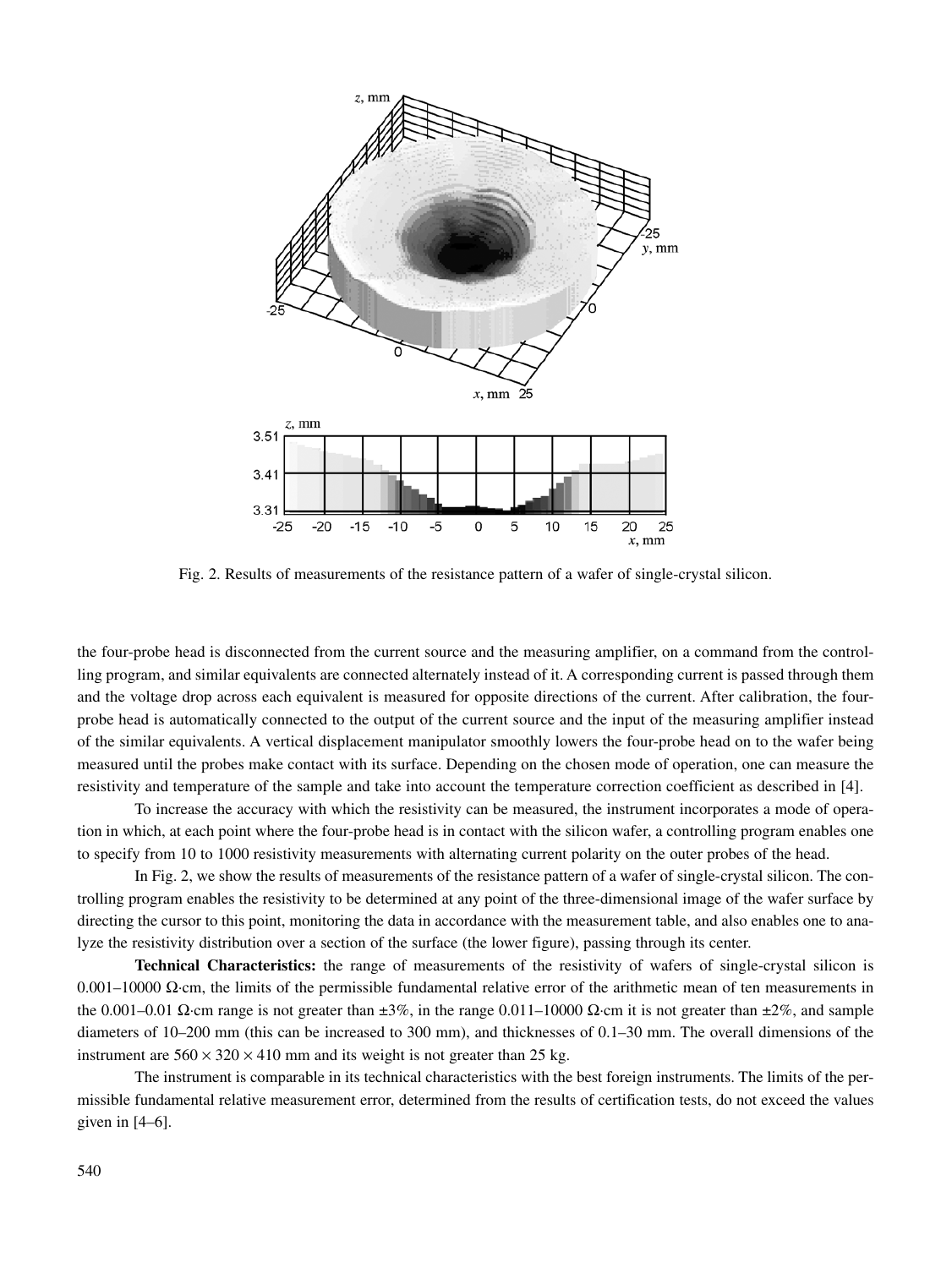Fig. 2. Results of measurements of the resistance pattern of a wafer of single-crystal silicon.

the four-probe head is disconnected from the current source and the measuring amplifier, on a command from the controlling program, and similar equivalents are connected alternately instead of it. A corresponding current is passed through them and the voltage drop across each equivalent is measured for opposite directions of the current. After calibration, the four-probe head is automatically connected to the output of the current source and the input of the measuring amplifier instead of the similar equivalents. A vertical displacement manipulator smoothly lowers the four-probe head on to the wafer being measured until the probes make contact with its surface. Depending on the chosen mode of operation, one can measure the resistivity and temperature of the sample and take into account the temperature correction coefficient as described in [4].

To increase the accuracy with which the resistivity can be measured, the instrument incorporates a mode of operation in which, at each point where the four-probe head is in contact with the silicon wafer, a controlling program enables one to specify from 10 to 1000 resistivity measurements with alternating current polarity on the outer probes of the head.

In Fig. 2, we show the results of measurements of the resistance pattern of a wafer of single-crystal silicon. The controlling program enables the resistivity to be determined at any point of the three-dimensional image of the wafer surface by directing the cursor to this point, monitoring the data in accordance with the measurement table, and also enables one to analyze the resistivity distribution over a section of the surface (the lower figure), passing through its center.

**Technical Characteristics:** the range of measurements of the resistivity of wafers of single-crystal silicon is 0.001–10000 Ω·cm, the limits of the permissible fundamental relative error of the arithmetic mean of ten measurements in the 0.001–0.01 Ω·cm range is not greater than ±3%, in the range 0.011–10000 Ω·cm it is not greater than ±2%, and sample diameters of 10–200 mm (this can be increased to 300 mm), and thicknesses of 0.1–30 mm. The overall dimensions of the instrument are $560 \times 320 \times 410$ mm and its weight is not greater than 25 kg.

The instrument is comparable in its technical characteristics with the best foreign instruments. The limits of the permissible fundamental relative measurement error, determined from the results of certification tests, do not exceed the values given in [4–6].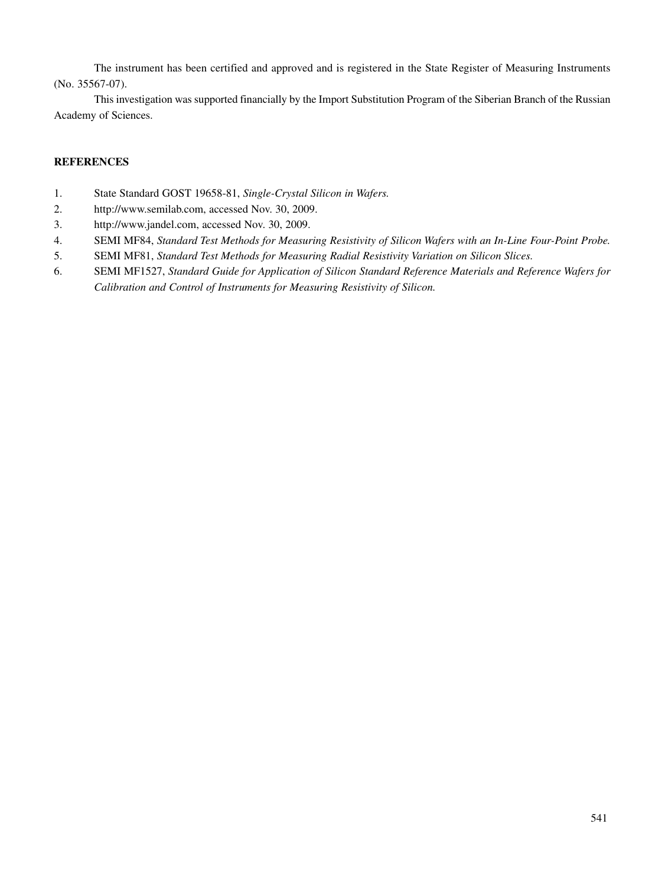The instrument has been certified and approved and is registered in the State Register of Measuring Instruments (No. 35567-07).

This investigation was supported financially by the Import Substitution Program of the Siberian Branch of the Russian Academy of Sciences.

## REFERENCES

1. State Standard GOST 19658-81, *Single-Crystal Silicon in Wafers.*
2. http://www.semilab.com, accessed Nov. 30, 2009.
3. http://www.jandel.com, accessed Nov. 30, 2009.
4. SEMI MF84, *Standard Test Methods for Measuring Resistivity of Silicon Wafers with an In-Line Four-Point Probe.*
5. SEMI MF81, *Standard Test Methods for Measuring Radial Resistivity Variation on Silicon Slices.*
6. SEMI MF1527, *Standard Guide for Application of Silicon Standard Reference Materials and Reference Wafers for Calibration and Control of Instruments for Measuring Resistivity of Silicon.*